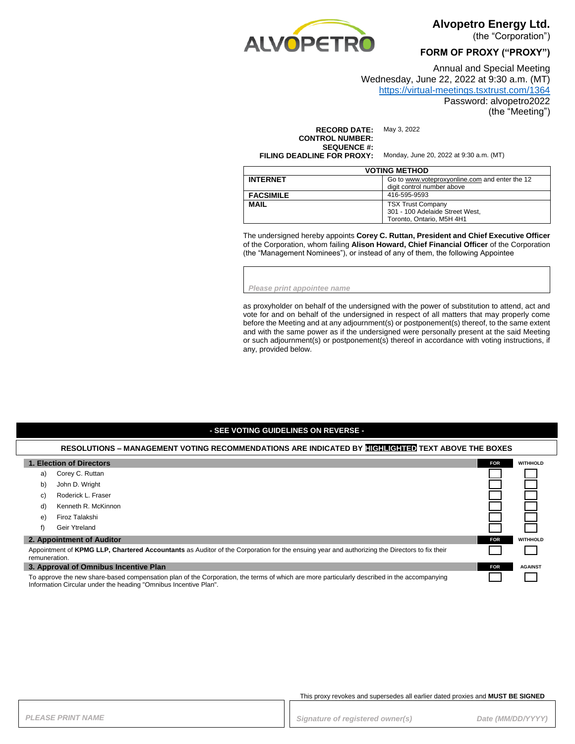ALVOPETRO

# Alvopetro Energy Ltd.

(the "Corporation")

## FORM OF PROXY ("PROXY")

Annual and Special Meeting
Wednesday, June 22, 2022 at 9:30 a.m. (MT)
https://virtual-meetings.tsxtrust.com/1364
Password: alvopetro2022
(the "Meeting")

**RECORD DATE:** May 3, 2022
**CONTROL NUMBER:**
**SEQUENCE #:**
**FILING DEADLINE FOR PROXY:** Monday, June 20, 2022 at 9:30 a.m. (MT)

| VOTING METHOD | |
|---|---|
| **INTERNET** | Go to www.voteproxyonline.com and enter the 12 digit control number above |
| **FACSIMILE** | 416-595-9593 |
| **MAIL** | TSX Trust Company<br>301 - 100 Adelaide Street West,<br>Toronto, Ontario, M5H 4H1 |

The undersigned hereby appoints **Corey C. Ruttan, President and Chief Executive Officer** of the Corporation, whom failing **Alison Howard, Chief Financial Officer** of the Corporation (the "Management Nominees"), or instead of any of them, the following Appointee

*Please print appointee name*

as proxyholder on behalf of the undersigned with the power of substitution to attend, act and vote for and on behalf of the undersigned in respect of all matters that may properly come before the Meeting and at any adjournment(s) or postponement(s) thereof, to the same extent and with the same power as if the undersigned were personally present at the said Meeting or such adjournment(s) or postponement(s) thereof in accordance with voting instructions, if any, provided below.

**- SEE VOTING GUIDELINES ON REVERSE -**

**RESOLUTIONS – MANAGEMENT VOTING RECOMMENDATIONS ARE INDICATED BY HIGHLIGHTED TEXT ABOVE THE BOXES**

| **1. Election of Directors** | **FOR** | **WITHHOLD** |
|---|---|---|
| a) Corey C. Ruttan | ☐ | ☐ |
| b) John D. Wright | ☐ | ☐ |
| c) Roderick L. Fraser | ☐ | ☐ |
| d) Kenneth R. McKinnon | ☐ | ☐ |
| e) Firoz Talakshi | ☐ | ☐ |
| f) Geir Ytreland | ☐ | ☐ |

| **2. Appointment of Auditor** | **FOR** | **WITHHOLD** |
|---|---|---|
| Appointment of **KPMG LLP, Chartered Accountants** as Auditor of the Corporation for the ensuing year and authorizing the Directors to fix their remuneration. | ☐ | ☐ |

| **3. Approval of Omnibus Incentive Plan** | **FOR** | **AGAINST** |
|---|---|---|
| To approve the new share-based compensation plan of the Corporation, the terms of which are more particularly described in the accompanying Information Circular under the heading "Omnibus Incentive Plan". | ☐ | ☐ |

This proxy revokes and supersedes all earlier dated proxies and **MUST BE SIGNED**

*PLEASE PRINT NAME*

*Signature of registered owner(s)* *Date (MM/DD/YYYY)*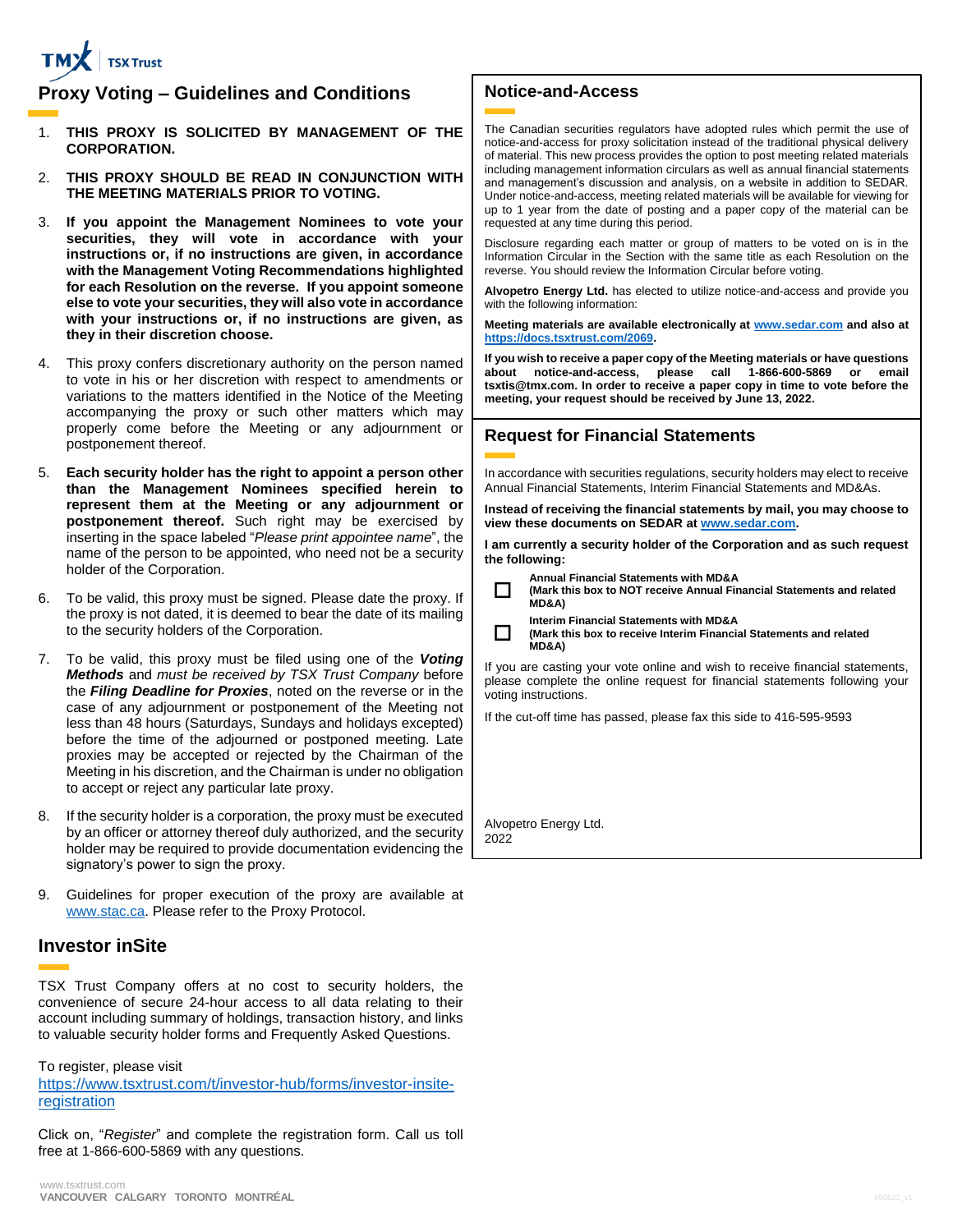TMX | TSX Trust

## Proxy Voting – Guidelines and Conditions

1. **THIS PROXY IS SOLICITED BY MANAGEMENT OF THE CORPORATION.**
2. **THIS PROXY SHOULD BE READ IN CONJUNCTION WITH THE MEETING MATERIALS PRIOR TO VOTING.**
3. **If you appoint the Management Nominees to vote your securities, they will vote in accordance with your instructions or, if no instructions are given, in accordance with the Management Voting Recommendations highlighted for each Resolution on the reverse. If you appoint someone else to vote your securities, they will also vote in accordance with your instructions or, if no instructions are given, as they in their discretion choose.**
4. This proxy confers discretionary authority on the person named to vote in his or her discretion with respect to amendments or variations to the matters identified in the Notice of the Meeting accompanying the proxy or such other matters which may properly come before the Meeting or any adjournment or postponement thereof.
5. **Each security holder has the right to appoint a person other than the Management Nominees specified herein to represent them at the Meeting or any adjournment or postponement thereof.** Such right may be exercised by inserting in the space labeled "*Please print appointee name*", the name of the person to be appointed, who need not be a security holder of the Corporation.
6. To be valid, this proxy must be signed. Please date the proxy. If the proxy is not dated, it is deemed to bear the date of its mailing to the security holders of the Corporation.
7. To be valid, this proxy must be filed using one of the ***Voting Methods*** and *must be received by TSX Trust Company* before the ***Filing Deadline for Proxies***, noted on the reverse or in the case of any adjournment or postponement of the Meeting not less than 48 hours (Saturdays, Sundays and holidays excepted) before the time of the adjourned or postponed meeting. Late proxies may be accepted or rejected by the Chairman of the Meeting in his discretion, and the Chairman is under no obligation to accept or reject any particular late proxy.
8. If the security holder is a corporation, the proxy must be executed by an officer or attorney thereof duly authorized, and the security holder may be required to provide documentation evidencing the signatory's power to sign the proxy.
9. Guidelines for proper execution of the proxy are available at www.stac.ca. Please refer to the Proxy Protocol.

## Investor inSite

TSX Trust Company offers at no cost to security holders, the convenience of secure 24-hour access to all data relating to their account including summary of holdings, transaction history, and links to valuable security holder forms and Frequently Asked Questions.

To register, please visit
https://www.tsxtrust.com/t/investor-hub/forms/investor-insite-registration

Click on, "*Register*" and complete the registration form. Call us toll free at 1-866-600-5869 with any questions.

## Notice-and-Access

The Canadian securities regulators have adopted rules which permit the use of notice-and-access for proxy solicitation instead of the traditional physical delivery of material. This new process provides the option to post meeting related materials including management information circulars as well as annual financial statements and management's discussion and analysis, on a website in addition to SEDAR. Under notice-and-access, meeting related materials will be available for viewing for up to 1 year from the date of posting and a paper copy of the material can be requested at any time during this period.

Disclosure regarding each matter or group of matters to be voted on is in the Information Circular in the Section with the same title as each Resolution on the reverse. You should review the Information Circular before voting.

**Alvopetro Energy Ltd.** has elected to utilize notice-and-access and provide you with the following information:

**Meeting materials are available electronically at www.sedar.com and also at https://docs.tsxtrust.com/2069.**

**If you wish to receive a paper copy of the Meeting materials or have questions about notice-and-access, please call 1-866-600-5869 or email tsxtis@tmx.com. In order to receive a paper copy in time to vote before the meeting, your request should be received by June 13, 2022.**

## Request for Financial Statements

In accordance with securities regulations, security holders may elect to receive Annual Financial Statements, Interim Financial Statements and MD&As.

**Instead of receiving the financial statements by mail, you may choose to view these documents on SEDAR at www.sedar.com.**

**I am currently a security holder of the Corporation and as such request the following:**

☐ **Annual Financial Statements with MD&A**
**(Mark this box to NOT receive Annual Financial Statements and related MD&A)**

☐ **Interim Financial Statements with MD&A**
**(Mark this box to receive Interim Financial Statements and related MD&A)**

If you are casting your vote online and wish to receive financial statements, please complete the online request for financial statements following your voting instructions.

If the cut-off time has passed, please fax this side to 416-595-9593

Alvopetro Energy Ltd.
2022

www.tsxtrust.com
VANCOUVER CALGARY TORONTO MONTRÉAL